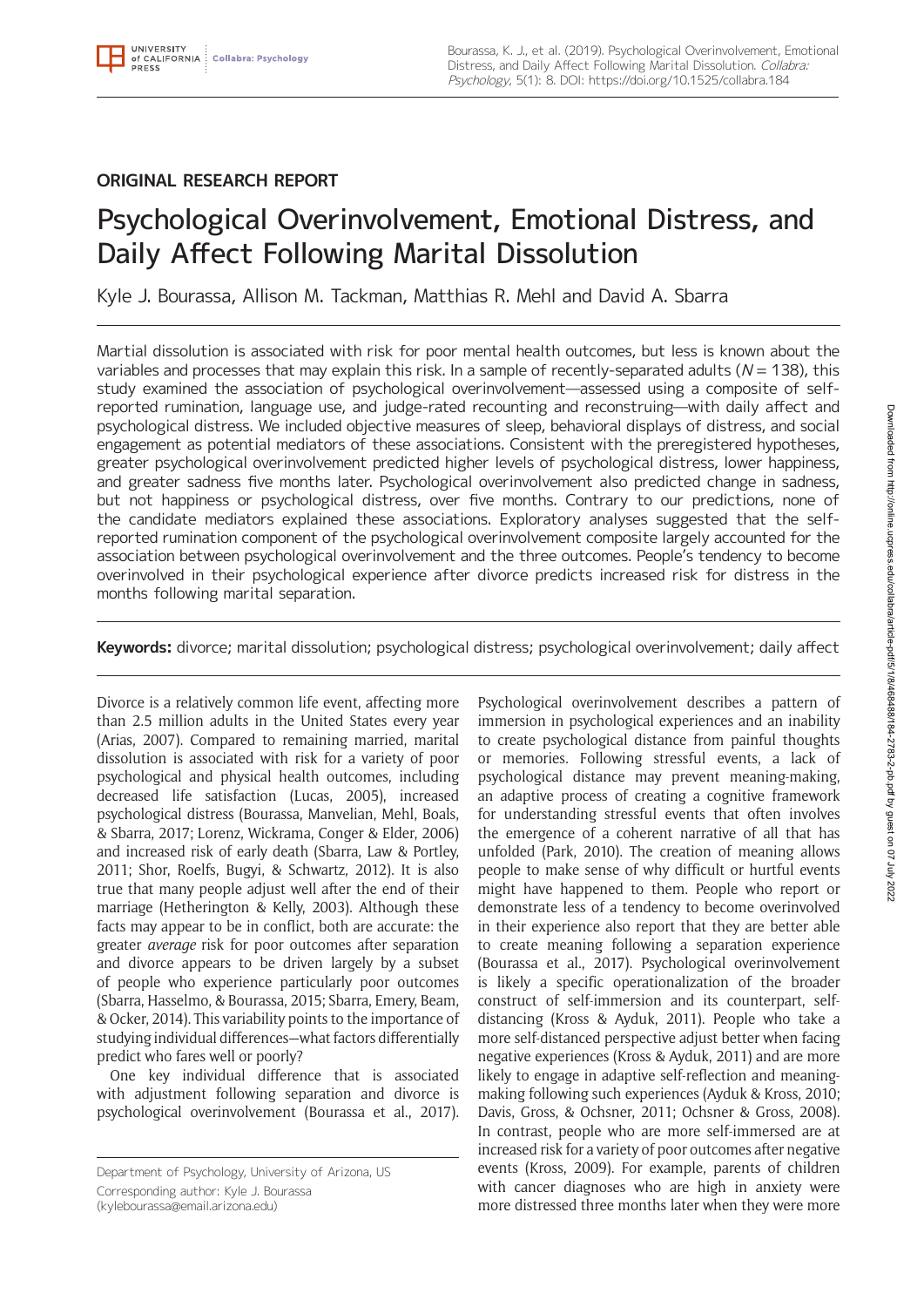## ORIGINAL RESEARCH REPORT

# Psychological Overinvolvement, Emotional Distress, and Daily Affect Following Marital Dissolution

Kyle J. Bourassa, Allison M. Tackman, Matthias R. Mehl and David A. Sbarra

Martial dissolution is associated with risk for poor mental health outcomes, but less is known about the variables and processes that may explain this risk. In a sample of recently-separated adults ($N = 138$), this study examined the association of psychological overinvolvement—assessed using a composite of self-reported rumination, language use, and judge-rated recounting and reconstruing—with daily affect and psychological distress. We included objective measures of sleep, behavioral displays of distress, and social engagement as potential mediators of these associations. Consistent with the preregistered hypotheses, greater psychological overinvolvement predicted higher levels of psychological distress, lower happiness, and greater sadness five months later. Psychological overinvolvement also predicted change in sadness, but not happiness or psychological distress, over five months. Contrary to our predictions, none of the candidate mediators explained these associations. Exploratory analyses suggested that the self-reported rumination component of the psychological overinvolvement composite largely accounted for the association between psychological overinvolvement and the three outcomes. People's tendency to become overinvolved in their psychological experience after divorce predicts increased risk for distress in the months following marital separation.

**Keywords:** divorce; marital dissolution; psychological distress; psychological overinvolvement; daily affect

Divorce is a relatively common life event, affecting more than 2.5 million adults in the United States every year (Arias, 2007). Compared to remaining married, marital dissolution is associated with risk for a variety of poor psychological and physical health outcomes, including decreased life satisfaction (Lucas, 2005), increased psychological distress (Bourassa, Manvelian, Mehl, Boals, & Sbarra, 2017; Lorenz, Wickrama, Conger & Elder, 2006) and increased risk of early death (Sbarra, Law & Portley, 2011; Shor, Roelfs, Bugyi, & Schwartz, 2012). It is also true that many people adjust well after the end of their marriage (Hetherington & Kelly, 2003). Although these facts may appear to be in conflict, both are accurate: the greater *average* risk for poor outcomes after separation and divorce appears to be driven largely by a subset of people who experience particularly poor outcomes (Sbarra, Hasselmo, & Bourassa, 2015; Sbarra, Emery, Beam, & Ocker, 2014). This variability points to the importance of studying individual differences—what factors differentially predict who fares well or poorly?

One key individual difference that is associated with adjustment following separation and divorce is psychological overinvolvement (Bourassa et al., 2017). Psychological overinvolvement describes a pattern of immersion in psychological experiences and an inability to create psychological distance from painful thoughts or memories. Following stressful events, a lack of psychological distance may prevent meaning-making, an adaptive process of creating a cognitive framework for understanding stressful events that often involves the emergence of a coherent narrative of all that has unfolded (Park, 2010). The creation of meaning allows people to make sense of why difficult or hurtful events might have happened to them. People who report or demonstrate less of a tendency to become overinvolved in their experience also report that they are better able to create meaning following a separation experience (Bourassa et al., 2017). Psychological overinvolvement is likely a specific operationalization of the broader construct of self-immersion and its counterpart, self-distancing (Kross & Ayduk, 2011). People who take a more self-distanced perspective adjust better when facing negative experiences (Kross & Ayduk, 2011) and are more likely to engage in adaptive self-reflection and meaning-making following such experiences (Ayduk & Kross, 2010; Davis, Gross, & Ochsner, 2011; Ochsner & Gross, 2008). In contrast, people who are more self-immersed are at increased risk for a variety of poor outcomes after negative events (Kross, 2009). For example, parents of children with cancer diagnoses who are high in anxiety were more distressed three months later when they were more

Department of Psychology, University of Arizona, US

Corresponding author: Kyle J. Bourassa (kylebourassa@email.arizona.edu)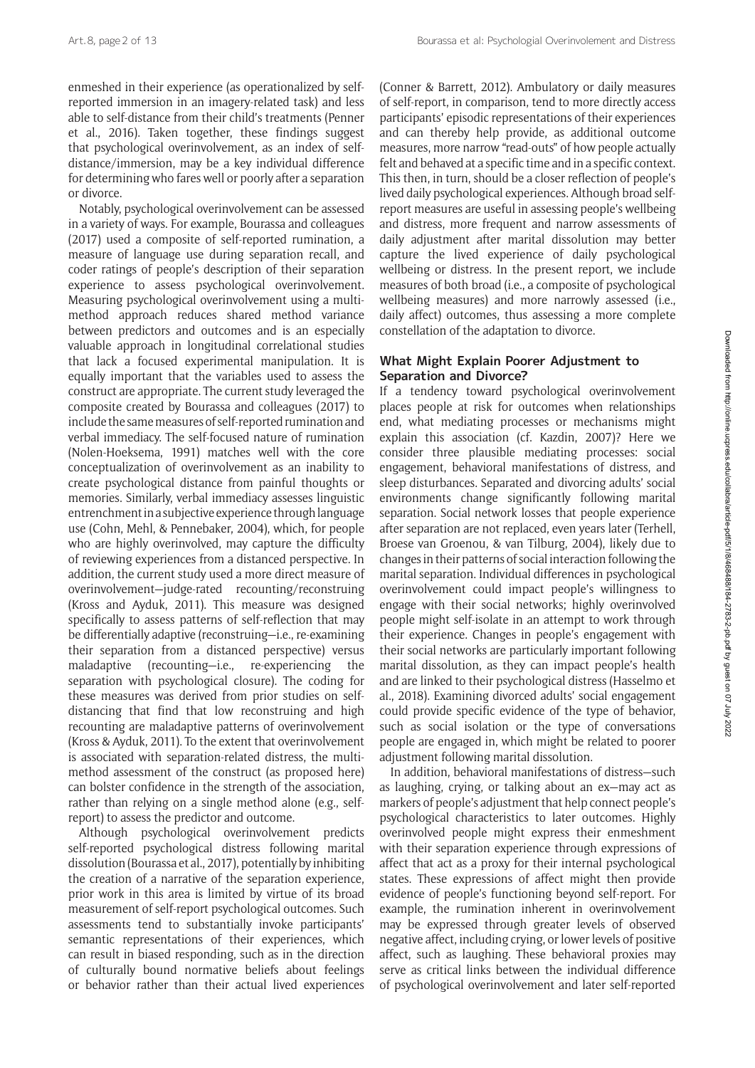enmeshed in their experience (as operationalized by self-reported immersion in an imagery-related task) and less able to self-distance from their child's treatments (Penner et al., 2016). Taken together, these findings suggest that psychological overinvolvement, as an index of self-distance/immersion, may be a key individual difference for determining who fares well or poorly after a separation or divorce.

Notably, psychological overinvolvement can be assessed in a variety of ways. For example, Bourassa and colleagues (2017) used a composite of self-reported rumination, a measure of language use during separation recall, and coder ratings of people's description of their separation experience to assess psychological overinvolvement. Measuring psychological overinvolvement using a multi-method approach reduces shared method variance between predictors and outcomes and is an especially valuable approach in longitudinal correlational studies that lack a focused experimental manipulation. It is equally important that the variables used to assess the construct are appropriate. The current study leveraged the composite created by Bourassa and colleagues (2017) to include the same measures of self-reported rumination and verbal immediacy. The self-focused nature of rumination (Nolen-Hoeksema, 1991) matches well with the core conceptualization of overinvolvement as an inability to create psychological distance from painful thoughts or memories. Similarly, verbal immediacy assesses linguistic entrenchment in a subjective experience through language use (Cohn, Mehl, & Pennebaker, 2004), which, for people who are highly overinvolved, may capture the difficulty of reviewing experiences from a distanced perspective. In addition, the current study used a more direct measure of overinvolvement—judge-rated recounting/reconstruing (Kross and Ayduk, 2011). This measure was designed specifically to assess patterns of self-reflection that may be differentially adaptive (reconstruing—i.e., re-examining their separation from a distanced perspective) versus maladaptive (recounting—i.e., re-experiencing the separation with psychological closure). The coding for these measures was derived from prior studies on self-distancing that find that low reconstruing and high recounting are maladaptive patterns of overinvolvement (Kross & Ayduk, 2011). To the extent that overinvolvement is associated with separation-related distress, the multi-method assessment of the construct (as proposed here) can bolster confidence in the strength of the association, rather than relying on a single method alone (e.g., self-report) to assess the predictor and outcome.

Although psychological overinvolvement predicts self-reported psychological distress following marital dissolution (Bourassa et al., 2017), potentially by inhibiting the creation of a narrative of the separation experience, prior work in this area is limited by virtue of its broad measurement of self-report psychological outcomes. Such assessments tend to substantially invoke participants' semantic representations of their experiences, which can result in biased responding, such as in the direction of culturally bound normative beliefs about feelings or behavior rather than their actual lived experiences (Conner & Barrett, 2012). Ambulatory or daily measures of self-report, in comparison, tend to more directly access participants' episodic representations of their experiences and can thereby help provide, as additional outcome measures, more narrow "read-outs" of how people actually felt and behaved at a specific time and in a specific context. This then, in turn, should be a closer reflection of people's lived daily psychological experiences. Although broad self-report measures are useful in assessing people's wellbeing and distress, more frequent and narrow assessments of daily adjustment after marital dissolution may better capture the lived experience of daily psychological wellbeing or distress. In the present report, we include measures of both broad (i.e., a composite of psychological wellbeing measures) and more narrowly assessed (i.e., daily affect) outcomes, thus assessing a more complete constellation of the adaptation to divorce.

## What Might Explain Poorer Adjustment to Separation and Divorce?

If a tendency toward psychological overinvolvement places people at risk for outcomes when relationships end, what mediating processes or mechanisms might explain this association (cf. Kazdin, 2007)? Here we consider three plausible mediating processes: social engagement, behavioral manifestations of distress, and sleep disturbances. Separated and divorcing adults' social environments change significantly following marital separation. Social network losses that people experience after separation are not replaced, even years later (Terhell, Broese van Groenou, & van Tilburg, 2004), likely due to changes in their patterns of social interaction following the marital separation. Individual differences in psychological overinvolvement could impact people's willingness to engage with their social networks; highly overinvolved people might self-isolate in an attempt to work through their experience. Changes in people's engagement with their social networks are particularly important following marital dissolution, as they can impact people's health and are linked to their psychological distress (Hasselmo et al., 2018). Examining divorced adults' social engagement could provide specific evidence of the type of behavior, such as social isolation or the type of conversations people are engaged in, which might be related to poorer adjustment following marital dissolution.

In addition, behavioral manifestations of distress—such as laughing, crying, or talking about an ex—may act as markers of people's adjustment that help connect people's psychological characteristics to later outcomes. Highly overinvolved people might express their enmeshment with their separation experience through expressions of affect that act as a proxy for their internal psychological states. These expressions of affect might then provide evidence of people's functioning beyond self-report. For example, the rumination inherent in overinvolvement may be expressed through greater levels of observed negative affect, including crying, or lower levels of positive affect, such as laughing. These behavioral proxies may serve as critical links between the individual difference of psychological overinvolvement and later self-reported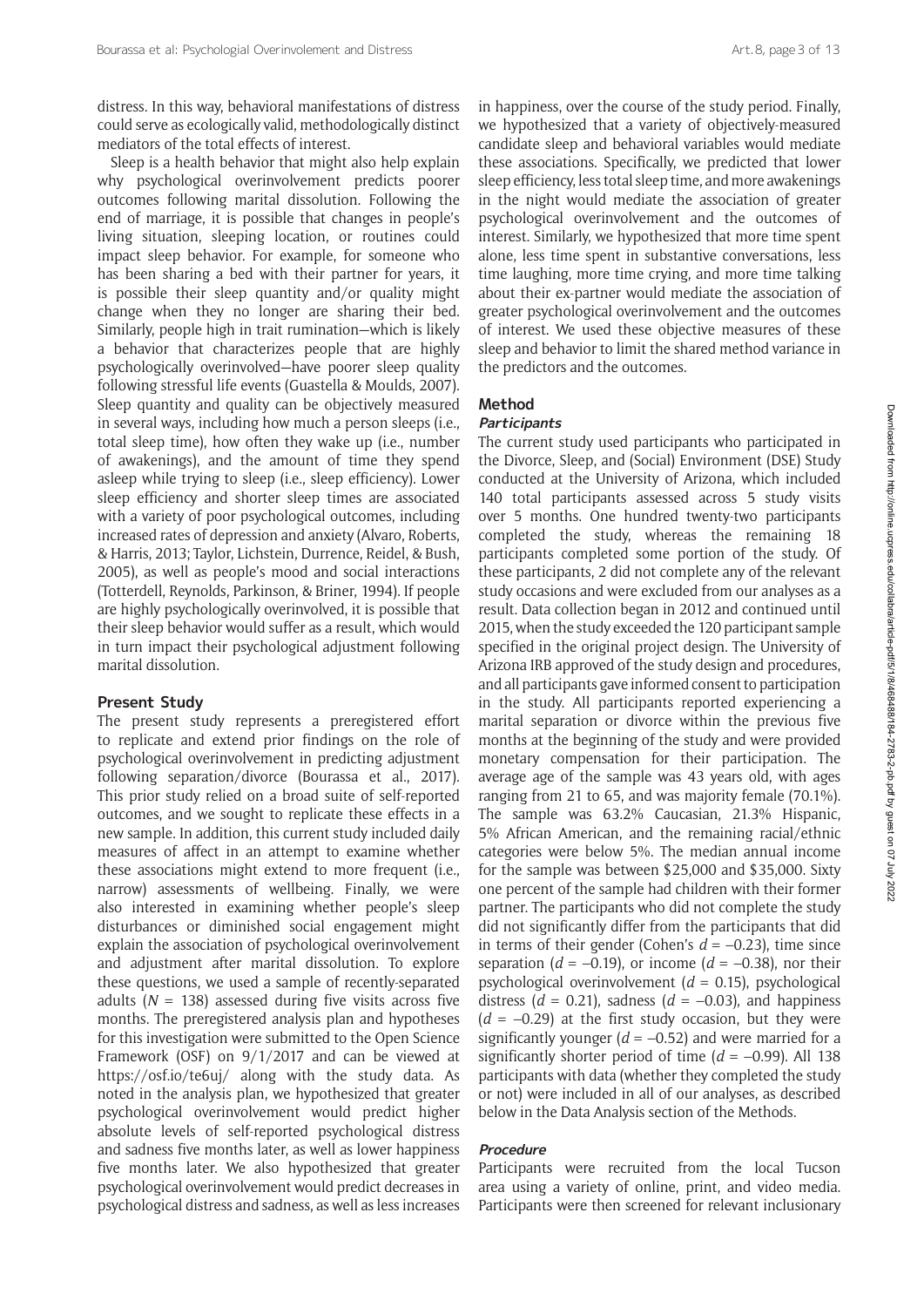distress. In this way, behavioral manifestations of distress could serve as ecologically valid, methodologically distinct mediators of the total effects of interest.

Sleep is a health behavior that might also help explain why psychological overinvolvement predicts poorer outcomes following marital dissolution. Following the end of marriage, it is possible that changes in people's living situation, sleeping location, or routines could impact sleep behavior. For example, for someone who has been sharing a bed with their partner for years, it is possible their sleep quantity and/or quality might change when they no longer are sharing their bed. Similarly, people high in trait rumination—which is likely a behavior that characterizes people that are highly psychologically overinvolved—have poorer sleep quality following stressful life events (Guastella & Moulds, 2007). Sleep quantity and quality can be objectively measured in several ways, including how much a person sleeps (i.e., total sleep time), how often they wake up (i.e., number of awakenings), and the amount of time they spend asleep while trying to sleep (i.e., sleep efficiency). Lower sleep efficiency and shorter sleep times are associated with a variety of poor psychological outcomes, including increased rates of depression and anxiety (Alvaro, Roberts, & Harris, 2013; Taylor, Lichstein, Durrence, Reidel, & Bush, 2005), as well as people's mood and social interactions (Totterdell, Reynolds, Parkinson, & Briner, 1994). If people are highly psychologically overinvolved, it is possible that their sleep behavior would suffer as a result, which would in turn impact their psychological adjustment following marital dissolution.

## Present Study

The present study represents a preregistered effort to replicate and extend prior findings on the role of psychological overinvolvement in predicting adjustment following separation/divorce (Bourassa et al., 2017). This prior study relied on a broad suite of self-reported outcomes, and we sought to replicate these effects in a new sample. In addition, this current study included daily measures of affect in an attempt to examine whether these associations might extend to more frequent (i.e., narrow) assessments of wellbeing. Finally, we were also interested in examining whether people's sleep disturbances or diminished social engagement might explain the association of psychological overinvolvement and adjustment after marital dissolution. To explore these questions, we used a sample of recently-separated adults ($N$ = 138) assessed during five visits across five months. The preregistered analysis plan and hypotheses for this investigation were submitted to the Open Science Framework (OSF) on 9/1/2017 and can be viewed at https://osf.io/te6uj/ along with the study data. As noted in the analysis plan, we hypothesized that greater psychological overinvolvement would predict higher absolute levels of self-reported psychological distress and sadness five months later, as well as lower happiness five months later. We also hypothesized that greater psychological overinvolvement would predict decreases in psychological distress and sadness, as well as less increases in happiness, over the course of the study period. Finally, we hypothesized that a variety of objectively-measured candidate sleep and behavioral variables would mediate these associations. Specifically, we predicted that lower sleep efficiency, less total sleep time, and more awakenings in the night would mediate the association of greater psychological overinvolvement and the outcomes of interest. Similarly, we hypothesized that more time spent alone, less time spent in substantive conversations, less time laughing, more time crying, and more time talking about their ex-partner would mediate the association of greater psychological overinvolvement and the outcomes of interest. We used these objective measures of these sleep and behavior to limit the shared method variance in the predictors and the outcomes.

## Method

### *Participants*

The current study used participants who participated in the Divorce, Sleep, and (Social) Environment (DSE) Study conducted at the University of Arizona, which included 140 total participants assessed across 5 study visits over 5 months. One hundred twenty-two participants completed the study, whereas the remaining 18 participants completed some portion of the study. Of these participants, 2 did not complete any of the relevant study occasions and were excluded from our analyses as a result. Data collection began in 2012 and continued until 2015, when the study exceeded the 120 participant sample specified in the original project design. The University of Arizona IRB approved of the study design and procedures, and all participants gave informed consent to participation in the study. All participants reported experiencing a marital separation or divorce within the previous five months at the beginning of the study and were provided monetary compensation for their participation. The average age of the sample was 43 years old, with ages ranging from 21 to 65, and was majority female (70.1%). The sample was 63.2% Caucasian, 21.3% Hispanic, 5% African American, and the remaining racial/ethnic categories were below 5%. The median annual income for the sample was between $25,000 and $35,000. Sixty one percent of the sample had children with their former partner. The participants who did not complete the study did not significantly differ from the participants that did in terms of their gender (Cohen's $d = -0.23$), time since separation ($d = -0.19$), or income ($d = -0.38$), nor their psychological overinvolvement ($d = 0.15$), psychological distress ($d = 0.21$), sadness ($d = -0.03$), and happiness ($d = -0.29$) at the first study occasion, but they were significantly younger ($d = -0.52$) and were married for a significantly shorter period of time ($d = -0.99$). All 138 participants with data (whether they completed the study or not) were included in all of our analyses, as described below in the Data Analysis section of the Methods.

### *Procedure*

Participants were recruited from the local Tucson area using a variety of online, print, and video media. Participants were then screened for relevant inclusionary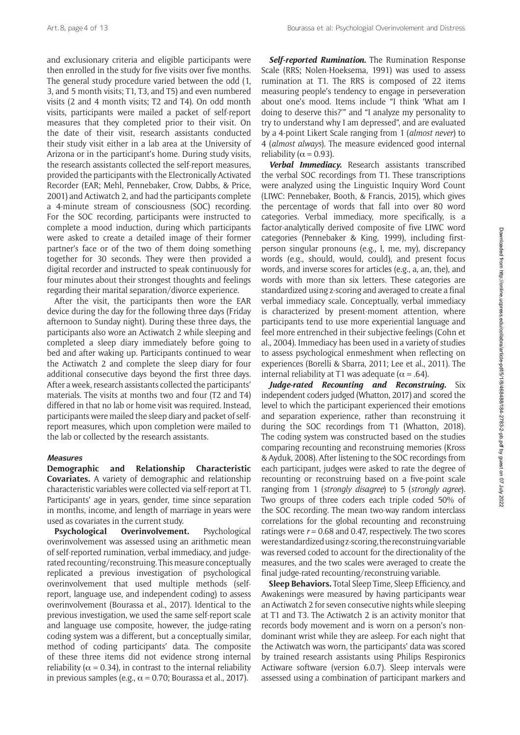and exclusionary criteria and eligible participants were then enrolled in the study for five visits over five months. The general study procedure varied between the odd (1, 3, and 5 month visits; T1, T3, and T5) and even numbered visits (2 and 4 month visits; T2 and T4). On odd month visits, participants were mailed a packet of self-report measures that they completed prior to their visit. On the date of their visit, research assistants conducted their study visit either in a lab area at the University of Arizona or in the participant's home. During study visits, the research assistants collected the self-report measures, provided the participants with the Electronically Activated Recorder (EAR; Mehl, Pennebaker, Crow, Dabbs, & Price, 2001) and Actiwatch 2, and had the participants complete a 4-minute stream of consciousness (SOC) recording. For the SOC recording, participants were instructed to complete a mood induction, during which participants were asked to create a detailed image of their former partner's face or of the two of them doing something together for 30 seconds. They were then provided a digital recorder and instructed to speak continuously for four minutes about their strongest thoughts and feelings regarding their marital separation/divorce experience.

After the visit, the participants then wore the EAR device during the day for the following three days (Friday afternoon to Sunday night). During these three days, the participants also wore an Actiwatch 2 while sleeping and completed a sleep diary immediately before going to bed and after waking up. Participants continued to wear the Actiwatch 2 and complete the sleep diary for four additional consecutive days beyond the first three days. After a week, research assistants collected the participants' materials. The visits at months two and four (T2 and T4) differed in that no lab or home visit was required. Instead, participants were mailed the sleep diary and packet of self-report measures, which upon completion were mailed to the lab or collected by the research assistants.

### Measures

**Demographic and Relationship Characteristic Covariates.** A variety of demographic and relationship characteristic variables were collected via self-report at T1. Participants' age in years, gender, time since separation in months, income, and length of marriage in years were used as covariates in the current study.

**Psychological Overinvolvement.** Psychological overinvolvement was assessed using an arithmetic mean of self-reported rumination, verbal immediacy, and judge-rated recounting/reconstruing. This measure conceptually replicated a previous investigation of psychological overinvolvement that used multiple methods (self-report, language use, and independent coding) to assess overinvolvement (Bourassa et al., 2017). Identical to the previous investigation, we used the same self-report scale and language use composite, however, the judge-rating coding system was a different, but a conceptually similar, method of coding participants' data. The composite of these three items did not evidence strong internal reliability ($\alpha = 0.34$), in contrast to the internal reliability in previous samples (e.g., $\alpha = 0.70$; Bourassa et al., 2017).

***Self-reported Rumination.*** The Rumination Response Scale (RRS; Nolen-Hoeksema, 1991) was used to assess rumination at T1. The RRS is composed of 22 items measuring people's tendency to engage in perseveration about one's mood. Items include "I think 'What am I doing to deserve this?'" and "I analyze my personality to try to understand why I am depressed", and are evaluated by a 4-point Likert Scale ranging from 1 (*almost never*) to 4 (*almost always*). The measure evidenced good internal reliability ($\alpha = 0.93$).

***Verbal Immediacy.*** Research assistants transcribed the verbal SOC recordings from T1. These transcriptions were analyzed using the Linguistic Inquiry Word Count (LIWC: Pennebaker, Booth, & Francis, 2015), which gives the percentage of words that fall into over 80 word categories. Verbal immediacy, more specifically, is a factor-analytically derived composite of five LIWC word categories (Pennebaker & King, 1999), including first-person singular pronouns (e.g., I, me, my), discrepancy words (e.g., should, would, could), and present focus words, and inverse scores for articles (e.g., a, an, the), and words with more than six letters. These categories are standardized using z-scoring and averaged to create a final verbal immediacy scale. Conceptually, verbal immediacy is characterized by present-moment attention, where participants tend to use more experiential language and feel more entrenched in their subjective feelings (Cohn et al., 2004). Immediacy has been used in a variety of studies to assess psychological enmeshment when reflecting on experiences (Borelli & Sbarra, 2011; Lee et al., 2011). The internal reliability at T1 was adequate ($\alpha = .64$).

***Judge-rated Recounting and Reconstruing.*** Six independent coders judged (Whatton, 2017) and scored the level to which the participant experienced their emotions and separation experience, rather than reconstruing it during the SOC recordings from T1 (Whatton, 2018). The coding system was constructed based on the studies comparing recounting and reconstruing memories (Kross & Ayduk, 2008). After listening to the SOC recordings from each participant, judges were asked to rate the degree of recounting or reconstruing based on a five-point scale ranging from 1 (*strongly disagree*) to 5 (*strongly agree*). Two groups of three coders each triple coded 50% of the SOC recording. The mean two-way random interclass correlations for the global recounting and reconstruing ratings were $r = 0.68$ and 0.47, respectively. The two scores were standardized using z-scoring, the reconstruing variable was reversed coded to account for the directionality of the measures, and the two scales were averaged to create the final judge-rated recounting/reconstruing variable.

**Sleep Behaviors.** Total Sleep Time, Sleep Efficiency, and Awakenings were measured by having participants wear an Actiwatch 2 for seven consecutive nights while sleeping at T1 and T3. The Actiwatch 2 is an activity monitor that records body movement and is worn on a person's non-dominant wrist while they are asleep. For each night that the Actiwatch was worn, the participants' data was scored by trained research assistants using Philips Respironics Actiware software (version 6.0.7). Sleep intervals were assessed using a combination of participant markers and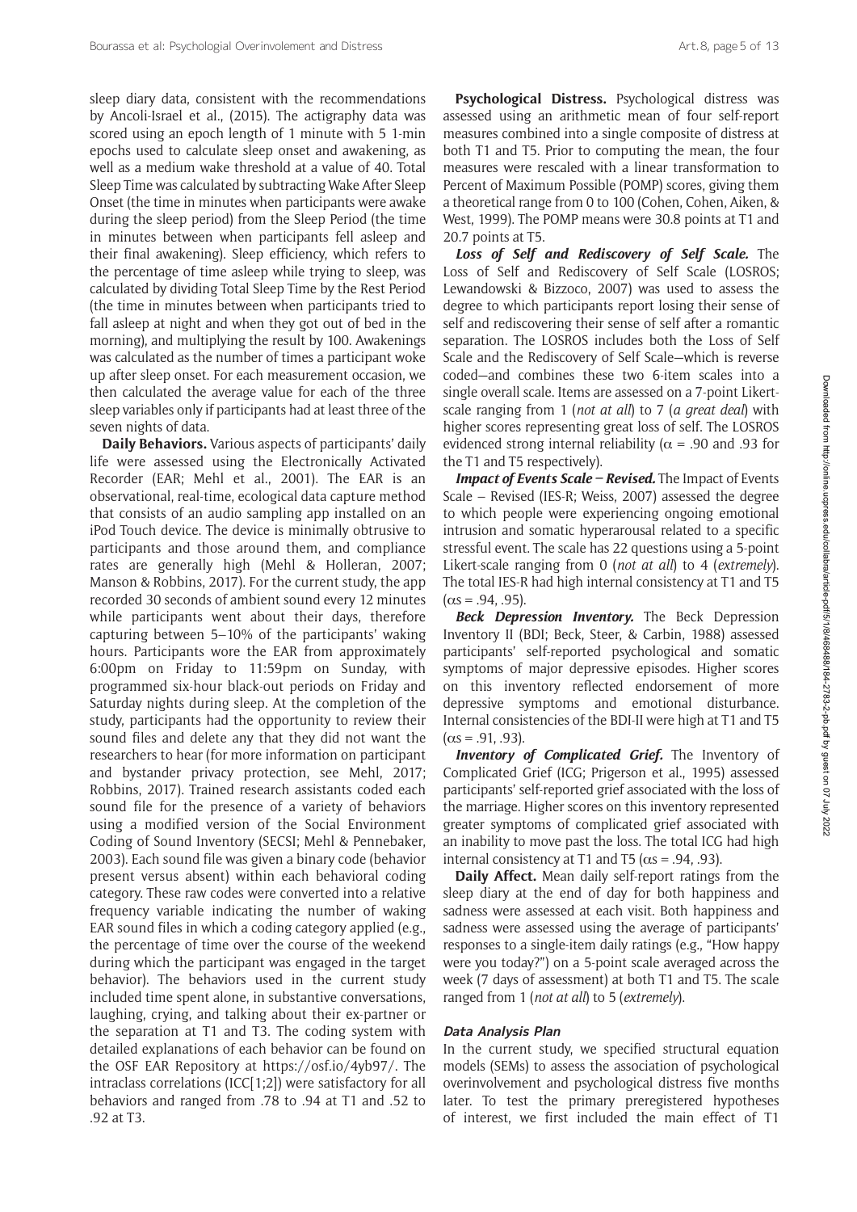sleep diary data, consistent with the recommendations by Ancoli-Israel et al., (2015). The actigraphy data was scored using an epoch length of 1 minute with 5 1-min epochs used to calculate sleep onset and awakening, as well as a medium wake threshold at a value of 40. Total Sleep Time was calculated by subtracting Wake After Sleep Onset (the time in minutes when participants were awake during the sleep period) from the Sleep Period (the time in minutes between when participants fell asleep and their final awakening). Sleep efficiency, which refers to the percentage of time asleep while trying to sleep, was calculated by dividing Total Sleep Time by the Rest Period (the time in minutes between when participants tried to fall asleep at night and when they got out of bed in the morning), and multiplying the result by 100. Awakenings was calculated as the number of times a participant woke up after sleep onset. For each measurement occasion, we then calculated the average value for each of the three sleep variables only if participants had at least three of the seven nights of data.

**Daily Behaviors.** Various aspects of participants' daily life were assessed using the Electronically Activated Recorder (EAR; Mehl et al., 2001). The EAR is an observational, real-time, ecological data capture method that consists of an audio sampling app installed on an iPod Touch device. The device is minimally obtrusive to participants and those around them, and compliance rates are generally high (Mehl & Holleran, 2007; Manson & Robbins, 2017). For the current study, the app recorded 30 seconds of ambient sound every 12 minutes while participants went about their days, therefore capturing between 5–10% of the participants' waking hours. Participants wore the EAR from approximately 6:00pm on Friday to 11:59pm on Sunday, with programmed six-hour black-out periods on Friday and Saturday nights during sleep. At the completion of the study, participants had the opportunity to review their sound files and delete any that they did not want the researchers to hear (for more information on participant and bystander privacy protection, see Mehl, 2017; Robbins, 2017). Trained research assistants coded each sound file for the presence of a variety of behaviors using a modified version of the Social Environment Coding of Sound Inventory (SECSI; Mehl & Pennebaker, 2003). Each sound file was given a binary code (behavior present versus absent) within each behavioral coding category. These raw codes were converted into a relative frequency variable indicating the number of waking EAR sound files in which a coding category applied (e.g., the percentage of time over the course of the weekend during which the participant was engaged in the target behavior). The behaviors used in the current study included time spent alone, in substantive conversations, laughing, crying, and talking about their ex-partner or the separation at T1 and T3. The coding system with detailed explanations of each behavior can be found on the OSF EAR Repository at https://osf.io/4yb97/. The intraclass correlations (ICC[1;2]) were satisfactory for all behaviors and ranged from .78 to .94 at T1 and .52 to .92 at T3.

**Psychological Distress.** Psychological distress was assessed using an arithmetic mean of four self-report measures combined into a single composite of distress at both T1 and T5. Prior to computing the mean, the four measures were rescaled with a linear transformation to Percent of Maximum Possible (POMP) scores, giving them a theoretical range from 0 to 100 (Cohen, Cohen, Aiken, & West, 1999). The POMP means were 30.8 points at T1 and 20.7 points at T5.

***Loss of Self and Rediscovery of Self Scale.*** The Loss of Self and Rediscovery of Self Scale (LOSROS; Lewandowski & Bizzoco, 2007) was used to assess the degree to which participants report losing their sense of self and rediscovering their sense of self after a romantic separation. The LOSROS includes both the Loss of Self Scale and the Rediscovery of Self Scale—which is reverse coded—and combines these two 6-item scales into a single overall scale. Items are assessed on a 7-point Likert-scale ranging from 1 (*not at all*) to 7 (*a great deal*) with higher scores representing great loss of self. The LOSROS evidenced strong internal reliability ($\alpha$ = .90 and .93 for the T1 and T5 respectively).

***Impact of Events Scale – Revised.*** The Impact of Events Scale – Revised (IES-R; Weiss, 2007) assessed the degree to which people were experiencing ongoing emotional intrusion and somatic hyperarousal related to a specific stressful event. The scale has 22 questions using a 5-point Likert-scale ranging from 0 (*not at all*) to 4 (*extremely*). The total IES-R had high internal consistency at T1 and T5 ($\alpha$s = .94, .95).

***Beck Depression Inventory.*** The Beck Depression Inventory II (BDI; Beck, Steer, & Carbin, 1988) assessed participants' self-reported psychological and somatic symptoms of major depressive episodes. Higher scores on this inventory reflected endorsement of more depressive symptoms and emotional disturbance. Internal consistencies of the BDI-II were high at T1 and T5 ($\alpha$s = .91, .93).

***Inventory of Complicated Grief.*** The Inventory of Complicated Grief (ICG; Prigerson et al., 1995) assessed participants' self-reported grief associated with the loss of the marriage. Higher scores on this inventory represented greater symptoms of complicated grief associated with an inability to move past the loss. The total ICG had high internal consistency at T1 and T5 ($\alpha$s = .94, .93).

**Daily Affect.** Mean daily self-report ratings from the sleep diary at the end of day for both happiness and sadness were assessed at each visit. Both happiness and sadness were assessed using the average of participants' responses to a single-item daily ratings (e.g., "How happy were you today?") on a 5-point scale averaged across the week (7 days of assessment) at both T1 and T5. The scale ranged from 1 (*not at all*) to 5 (*extremely*).

### Data Analysis Plan

In the current study, we specified structural equation models (SEMs) to assess the association of psychological overinvolvement and psychological distress five months later. To test the primary preregistered hypotheses of interest, we first included the main effect of T1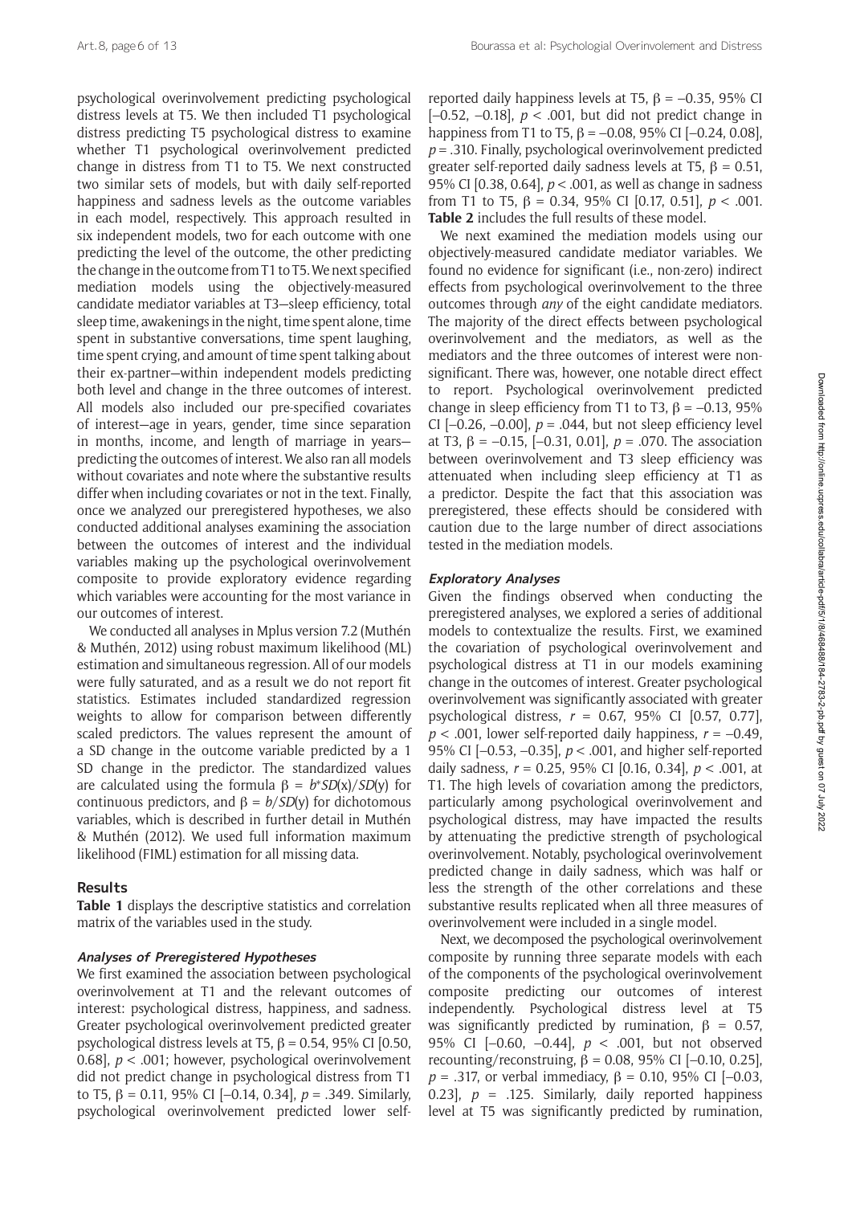psychological overinvolvement predicting psychological distress levels at T5. We then included T1 psychological distress predicting T5 psychological distress to examine whether T1 psychological overinvolvement predicted change in distress from T1 to T5. We next constructed two similar sets of models, but with daily self-reported happiness and sadness levels as the outcome variables in each model, respectively. This approach resulted in six independent models, two for each outcome with one predicting the level of the outcome, the other predicting the change in the outcome from T1 to T5. We next specified mediation models using the objectively-measured candidate mediator variables at T3—sleep efficiency, total sleep time, awakenings in the night, time spent alone, time spent in substantive conversations, time spent laughing, time spent crying, and amount of time spent talking about their ex-partner—within independent models predicting both level and change in the three outcomes of interest. All models also included our pre-specified covariates of interest—age in years, gender, time since separation in months, income, and length of marriage in years—predicting the outcomes of interest. We also ran all models without covariates and note where the substantive results differ when including covariates or not in the text. Finally, once we analyzed our preregistered hypotheses, we also conducted additional analyses examining the association between the outcomes of interest and the individual variables making up the psychological overinvolvement composite to provide exploratory evidence regarding which variables were accounting for the most variance in our outcomes of interest.

We conducted all analyses in Mplus version 7.2 (Muthén & Muthén, 2012) using robust maximum likelihood (ML) estimation and simultaneous regression. All of our models were fully saturated, and as a result we do not report fit statistics. Estimates included standardized regression weights to allow for comparison between differently scaled predictors. The values represent the amount of a SD change in the outcome variable predicted by a 1 SD change in the predictor. The standardized values are calculated using the formula $\beta = b^{*}SD(x)/SD(y)$ for continuous predictors, and $\beta = b/SD(y)$ for dichotomous variables, which is described in further detail in Muthén & Muthén (2012). We used full information maximum likelihood (FIML) estimation for all missing data.

## Results

**Table 1** displays the descriptive statistics and correlation matrix of the variables used in the study.

### *Analyses of Preregistered Hypotheses*

We first examined the association between psychological overinvolvement at T1 and the relevant outcomes of interest: psychological distress, happiness, and sadness. Greater psychological overinvolvement predicted greater psychological distress levels at T5, $\beta = 0.54$, 95% CI [0.50, 0.68], $p < .001$; however, psychological overinvolvement did not predict change in psychological distress from T1 to T5, $\beta = 0.11$, 95% CI [–0.14, 0.34], $p = .349$. Similarly, psychological overinvolvement predicted lower self-reported daily happiness levels at T5, $\beta = -0.35$, 95% CI [–0.52, –0.18], $p < .001$, but did not predict change in happiness from T1 to T5, $\beta = -0.08$, 95% CI [–0.24, 0.08], $p = .310$. Finally, psychological overinvolvement predicted greater self-reported daily sadness levels at T5, $\beta = 0.51$, 95% CI [0.38, 0.64], $p < .001$, as well as change in sadness from T1 to T5, $\beta = 0.34$, 95% CI [0.17, 0.51], $p < .001$. **Table 2** includes the full results of these model.

We next examined the mediation models using our objectively-measured candidate mediator variables. We found no evidence for significant (i.e., non-zero) indirect effects from psychological overinvolvement to the three outcomes through *any* of the eight candidate mediators. The majority of the direct effects between psychological overinvolvement and the mediators, as well as the mediators and the three outcomes of interest were non-significant. There was, however, one notable direct effect to report. Psychological overinvolvement predicted change in sleep efficiency from T1 to T3, $\beta = -0.13$, 95% CI [–0.26, –0.00], $p = .044$, but not sleep efficiency level at T3, $\beta = -0.15$, [–0.31, 0.01], $p = .070$. The association between overinvolvement and T3 sleep efficiency was attenuated when including sleep efficiency at T1 as a predictor. Despite the fact that this association was preregistered, these effects should be considered with caution due to the large number of direct associations tested in the mediation models.

### *Exploratory Analyses*

Given the findings observed when conducting the preregistered analyses, we explored a series of additional models to contextualize the results. First, we examined the covariation of psychological overinvolvement and psychological distress at T1 in our models examining change in the outcomes of interest. Greater psychological overinvolvement was significantly associated with greater psychological distress, $r = 0.67$, 95% CI [0.57, 0.77], $p < .001$, lower self-reported daily happiness, $r = -0.49$, 95% CI [–0.53, –0.35], $p < .001$, and higher self-reported daily sadness, $r = 0.25$, 95% CI [0.16, 0.34], $p < .001$, at T1. The high levels of covariation among the predictors, particularly among psychological overinvolvement and psychological distress, may have impacted the results by attenuating the predictive strength of psychological overinvolvement. Notably, psychological overinvolvement predicted change in daily sadness, which was half or less the strength of the other correlations and these substantive results replicated when all three measures of overinvolvement were included in a single model.

Next, we decomposed the psychological overinvolvement composite by running three separate models with each of the components of the psychological overinvolvement composite predicting our outcomes of interest independently. Psychological distress level at T5 was significantly predicted by rumination, $\beta = 0.57$, 95% CI [–0.60, –0.44], $p < .001$, but not observed recounting/reconstruing, $\beta = 0.08$, 95% CI [–0.10, 0.25], $p = .317$, or verbal immediacy, $\beta = 0.10$, 95% CI [–0.03, 0.23], $p = .125$. Similarly, daily reported happiness level at T5 was significantly predicted by rumination,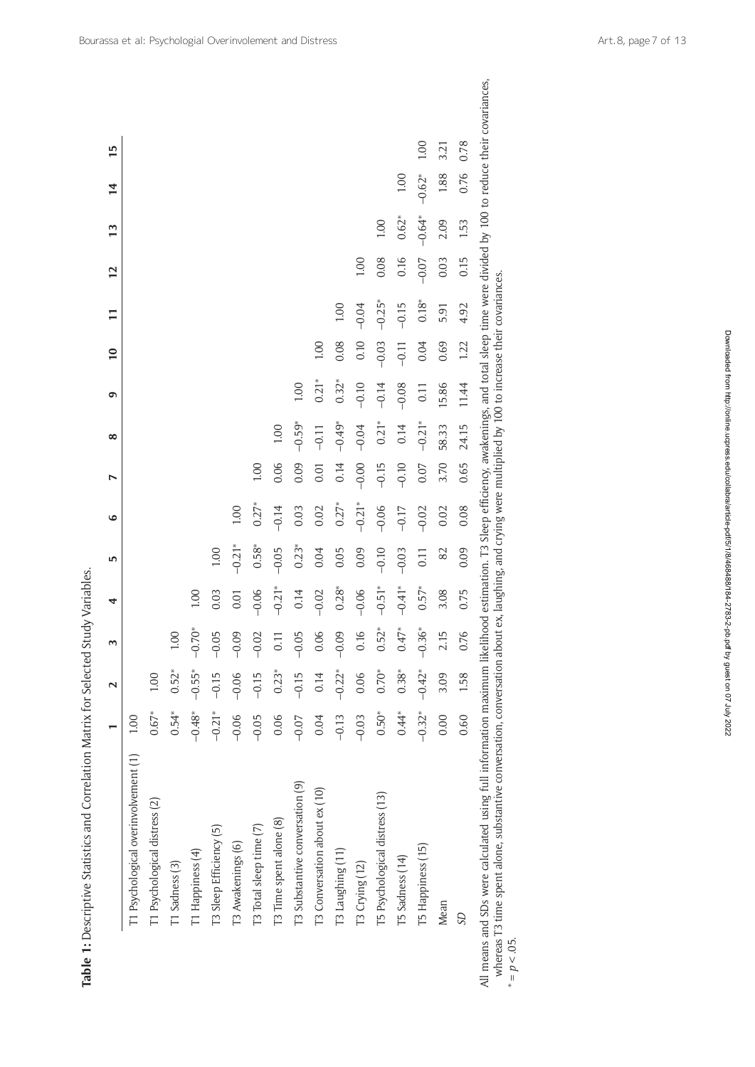**Table 1:** Descriptive Statistics and Correlation Matrix for Selected Study Variables.

| | 1 | 2 | 3 | 4 | 5 | 6 | 7 | 8 | 9 | 10 | 11 | 12 | 13 | 14 | 15 |
|---|---|---|---|---|---|---|---|---|---|---|---|---|---|---|---|
| T1 Psychological overinvolvement (1) | 1.00 | | | | | | | | | | | | | | |
| T1 Psychological distress (2) | 0.67* | 1.00 | | | | | | | | | | | | | |
| T1 Sadness (3) | 0.54* | 0.52* | 1.00 | | | | | | | | | | | | |
| T1 Happiness (4) | −0.48* | −0.55* | −0.70* | 1.00 | | | | | | | | | | | |
| T3 Sleep Efficiency (5) | −0.21* | −0.15 | −0.05 | 0.03 | 1.00 | | | | | | | | | | |
| T3 Awakenings (6) | −0.06 | −0.06 | −0.09 | 0.01 | −0.21* | 1.00 | | | | | | | | | |
| T3 Total sleep time (7) | −0.05 | −0.15 | −0.02 | −0.06 | 0.58* | 0.27* | 1.00 | | | | | | | | |
| T3 Time spent alone (8) | 0.06 | 0.23* | 0.11 | −0.21* | −0.05 | −0.14 | 0.06 | 1.00 | | | | | | | |
| T3 Substantive conversation (9) | −0.07 | −0.15 | −0.05 | 0.14 | 0.23* | 0.03 | 0.09 | −0.59* | 1.00 | | | | | | |
| T3 Conversation about ex (10) | 0.04 | 0.14 | 0.06 | −0.02 | 0.04 | 0.02 | 0.01 | −0.11 | 0.21* | 1.00 | | | | | |
| T3 Laughing (11) | −0.13 | −0.22* | −0.09 | 0.28* | 0.05 | 0.27* | 0.14 | −0.49* | 0.32* | 0.08 | 1.00 | | | | |
| T3 Crying (12) | −0.03 | 0.06 | 0.16 | −0.06 | 0.09 | −0.21* | −0.00 | −0.04 | −0.10 | 0.10 | −0.04 | 1.00 | | | |
| T5 Psychological distress (13) | 0.50* | 0.70* | 0.52* | −0.51* | −0.10 | −0.06 | −0.15 | 0.21* | −0.14 | −0.03 | −0.25* | 0.08 | 1.00 | | |
| T5 Sadness (14) | 0.44* | 0.38* | 0.47* | −0.41* | −0.03 | −0.17 | −0.10 | 0.14 | −0.08 | −0.11 | −0.15 | 0.16 | 0.62* | 1.00 | |
| T5 Happiness (15) | −0.32* | −0.42* | −0.36* | 0.57* | 0.11 | −0.02 | 0.07 | −0.21* | 0.11 | 0.04 | 0.18* | −0.07 | −0.64* | −0.62* | 1.00 |
| Mean | 0.00 | 3.09 | 2.15 | 3.08 | 82 | 0.02 | 3.70 | 58.33 | 15.86 | 0.69 | 5.91 | 0.03 | 2.09 | 1.88 | 3.21 |
| *SD* | 0.60 | 1.58 | 0.76 | 0.75 | 0.09 | 0.08 | 0.65 | 24.15 | 11.44 | 1.22 | 4.92 | 0.15 | 1.53 | 0.76 | 0.78 |

All means and SDs were calculated using full information maximum likelihood estimation. T3 Sleep efficiency, awakenings, and total sleep time were divided by 100 to reduce their covariances, whereas T3 time spent alone, substantive conversation, conversation about ex, laughing, and crying were multiplied by 100 to increase their covariances.
\* = $p < .05$.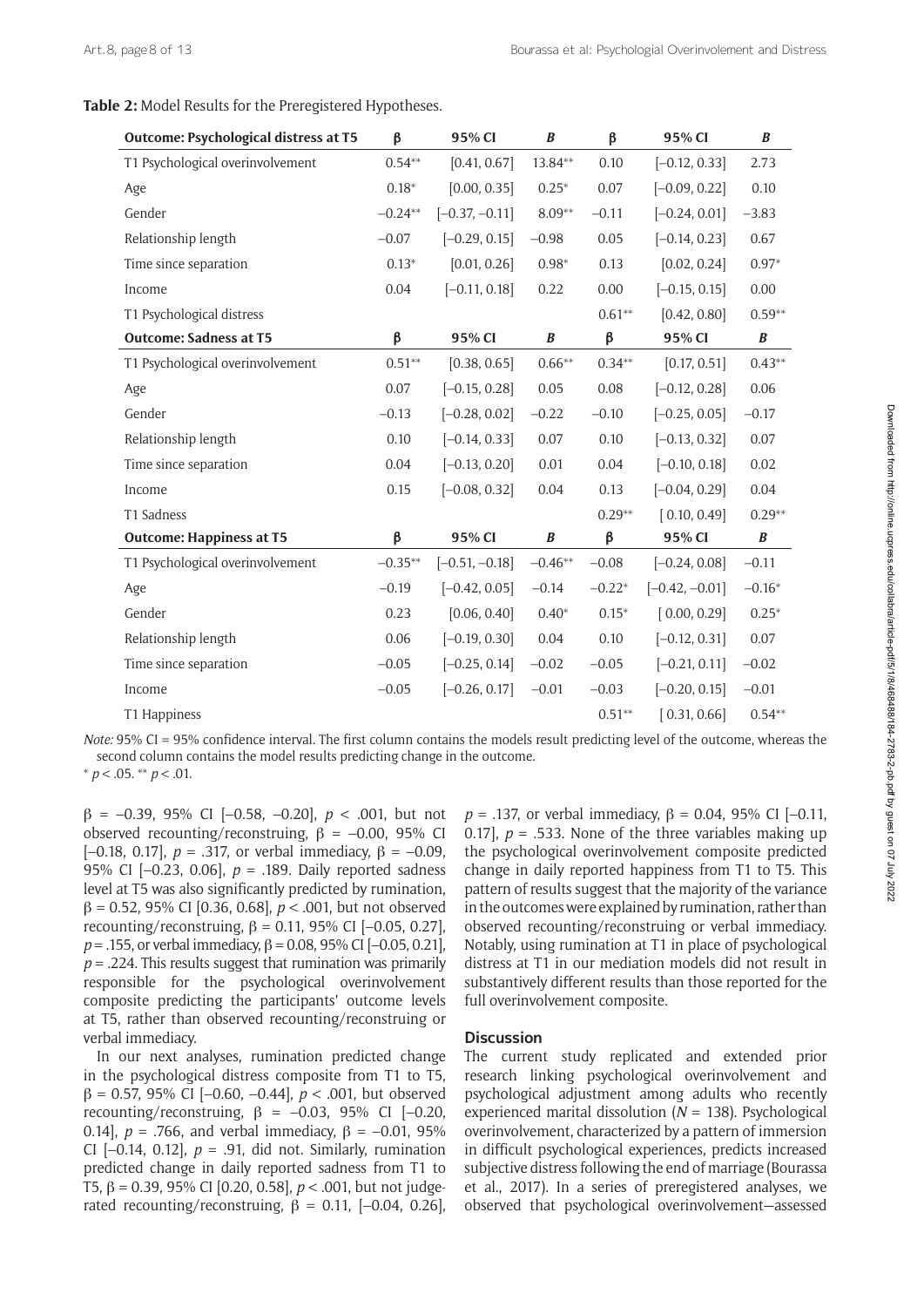**Table 2:** Model Results for the Preregistered Hypotheses.

| Outcome: Psychological distress at T5 | β | 95% CI | *B* | β | 95% CI | *B* |
|---|---|---|---|---|---|---|
| T1 Psychological overinvolvement | 0.54** | [0.41, 0.67] | 13.84** | 0.10 | [–0.12, 0.33] | 2.73 |
| Age | 0.18* | [0.00, 0.35] | 0.25* | 0.07 | [–0.09, 0.22] | 0.10 |
| Gender | –0.24** | [–0.37, –0.11] | 8.09** | –0.11 | [–0.24, 0.01] | –3.83 |
| Relationship length | –0.07 | [–0.29, 0.15] | –0.98 | 0.05 | [–0.14, 0.23] | 0.67 |
| Time since separation | 0.13* | [0.01, 0.26] | 0.98* | 0.13 | [0.02, 0.24] | 0.97* |
| Income | 0.04 | [–0.11, 0.18] | 0.22 | 0.00 | [–0.15, 0.15] | 0.00 |
| T1 Psychological distress | | | | 0.61** | [0.42, 0.80] | 0.59** |
| **Outcome: Sadness at T5** | **β** | **95% CI** | ***B*** | **β** | **95% CI** | ***B*** |
| T1 Psychological overinvolvement | 0.51** | [0.38, 0.65] | 0.66** | 0.34** | [0.17, 0.51] | 0.43** |
| Age | 0.07 | [–0.15, 0.28] | 0.05 | 0.08 | [–0.12, 0.28] | 0.06 |
| Gender | –0.13 | [–0.28, 0.02] | –0.22 | –0.10 | [–0.25, 0.05] | –0.17 |
| Relationship length | 0.10 | [–0.14, 0.33] | 0.07 | 0.10 | [–0.13, 0.32] | 0.07 |
| Time since separation | 0.04 | [–0.13, 0.20] | 0.01 | 0.04 | [–0.10, 0.18] | 0.02 |
| Income | 0.15 | [–0.08, 0.32] | 0.04 | 0.13 | [–0.04, 0.29] | 0.04 |
| T1 Sadness | | | | 0.29** | [ 0.10, 0.49] | 0.29** |
| **Outcome: Happiness at T5** | **β** | **95% CI** | ***B*** | **β** | **95% CI** | ***B*** |
| T1 Psychological overinvolvement | –0.35** | [–0.51, –0.18] | –0.46** | –0.08 | [–0.24, 0.08] | –0.11 |
| Age | –0.19 | [–0.42, 0.05] | –0.14 | –0.22* | [–0.42, –0.01] | –0.16* |
| Gender | 0.23 | [0.06, 0.40] | 0.40* | 0.15* | [ 0.00, 0.29] | 0.25* |
| Relationship length | 0.06 | [–0.19, 0.30] | 0.04 | 0.10 | [–0.12, 0.31] | 0.07 |
| Time since separation | –0.05 | [–0.25, 0.14] | –0.02 | –0.05 | [–0.21, 0.11] | –0.02 |
| Income | –0.05 | [–0.26, 0.17] | –0.01 | –0.03 | [–0.20, 0.15] | –0.01 |
| T1 Happiness | | | | 0.51** | [ 0.31, 0.66] | 0.54** |

*Note:* 95% CI = 95% confidence interval. The first column contains the models result predicting level of the outcome, whereas the second column contains the model results predicting change in the outcome.
* $p < .05$. ** $p < .01$.

β = –0.39, 95% CI [–0.58, –0.20], $p < .001$, but not observed recounting/reconstruing, β = –0.00, 95% CI [–0.18, 0.17], $p = .317$, or verbal immediacy, β = –0.09, 95% CI [–0.23, 0.06], $p = .189$. Daily reported sadness level at T5 was also significantly predicted by rumination, β = 0.52, 95% CI [0.36, 0.68], $p < .001$, but not observed recounting/reconstruing, β = 0.11, 95% CI [–0.05, 0.27], $p = .155$, or verbal immediacy, β = 0.08, 95% CI [–0.05, 0.21], $p = .224$. This results suggest that rumination was primarily responsible for the psychological overinvolvement composite predicting the participants' outcome levels at T5, rather than observed recounting/reconstruing or verbal immediacy.

In our next analyses, rumination predicted change in the psychological distress composite from T1 to T5, β = 0.57, 95% CI [–0.60, –0.44], $p < .001$, but observed recounting/reconstruing, β = –0.03, 95% CI [–0.20, 0.14], $p = .766$, and verbal immediacy, β = –0.01, 95% CI [–0.14, 0.12], $p = .91$, did not. Similarly, rumination predicted change in daily reported sadness from T1 to T5, β = 0.39, 95% CI [0.20, 0.58], $p < .001$, but not judge-rated recounting/reconstruing, β = 0.11, [–0.04, 0.26], $p = .137$, or verbal immediacy, β = 0.04, 95% CI [–0.11, 0.17], $p = .533$. None of the three variables making up the psychological overinvolvement composite predicted change in daily reported happiness from T1 to T5. This pattern of results suggest that the majority of the variance in the outcomes were explained by rumination, rather than observed recounting/reconstruing or verbal immediacy. Notably, using rumination at T1 in place of psychological distress at T1 in our mediation models did not result in substantively different results than those reported for the full overinvolvement composite.

## Discussion

The current study replicated and extended prior research linking psychological overinvolvement and psychological adjustment among adults who recently experienced marital dissolution ($N = 138$). Psychological overinvolvement, characterized by a pattern of immersion in difficult psychological experiences, predicts increased subjective distress following the end of marriage (Bourassa et al., 2017). In a series of preregistered analyses, we observed that psychological overinvolvement—assessed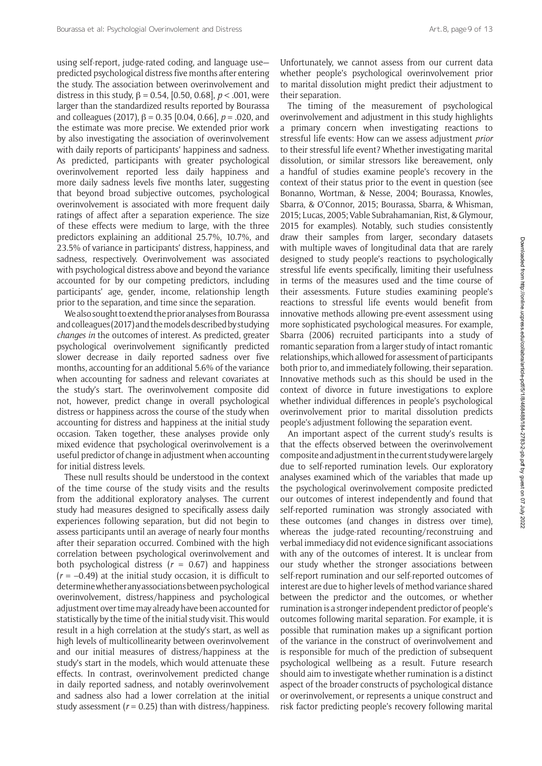using self-report, judge-rated coding, and language use—predicted psychological distress five months after entering the study. The association between overinvolvement and distress in this study, $\beta = 0.54$, [0.50, 0.68], $p < .001$, were larger than the standardized results reported by Bourassa and colleagues (2017), $\beta = 0.35$ [0.04, 0.66], $p = .020$, and the estimate was more precise. We extended prior work by also investigating the association of overinvolvement with daily reports of participants' happiness and sadness. As predicted, participants with greater psychological overinvolvement reported less daily happiness and more daily sadness levels five months later, suggesting that beyond broad subjective outcomes, psychological overinvolvement is associated with more frequent daily ratings of affect after a separation experience. The size of these effects were medium to large, with the three predictors explaining an additional 25.7%, 10.7%, and 23.5% of variance in participants' distress, happiness, and sadness, respectively. Overinvolvement was associated with psychological distress above and beyond the variance accounted for by our competing predictors, including participants' age, gender, income, relationship length prior to the separation, and time since the separation.

We also sought to extend the prior analyses from Bourassa and colleagues (2017) and the models described by studying *changes in* the outcomes of interest. As predicted, greater psychological overinvolvement significantly predicted slower decrease in daily reported sadness over five months, accounting for an additional 5.6% of the variance when accounting for sadness and relevant covariates at the study's start. The overinvolvement composite did not, however, predict change in overall psychological distress or happiness across the course of the study when accounting for distress and happiness at the initial study occasion. Taken together, these analyses provide only mixed evidence that psychological overinvolvement is a useful predictor of change in adjustment when accounting for initial distress levels.

These null results should be understood in the context of the time course of the study visits and the results from the additional exploratory analyses. The current study had measures designed to specifically assess daily experiences following separation, but did not begin to assess participants until an average of nearly four months after their separation occurred. Combined with the high correlation between psychological overinvolvement and both psychological distress ($r = 0.67$) and happiness ($r = -0.49$) at the initial study occasion, it is difficult to determine whether any associations between psychological overinvolvement, distress/happiness and psychological adjustment over time may already have been accounted for statistically by the time of the initial study visit. This would result in a high correlation at the study's start, as well as high levels of multicollinearity between overinvolvement and our initial measures of distress/happiness at the study's start in the models, which would attenuate these effects. In contrast, overinvolvement predicted change in daily reported sadness, and notably overinvolvement and sadness also had a lower correlation at the initial study assessment ($r = 0.25$) than with distress/happiness. Unfortunately, we cannot assess from our current data whether people's psychological overinvolvement prior to marital dissolution might predict their adjustment to their separation.

The timing of the measurement of psychological overinvolvement and adjustment in this study highlights a primary concern when investigating reactions to stressful life events: How can we assess adjustment *prior* to their stressful life event? Whether investigating marital dissolution, or similar stressors like bereavement, only a handful of studies examine people's recovery in the context of their status prior to the event in question (see Bonanno, Wortman, & Nesse, 2004; Bourassa, Knowles, Sbarra, & O'Connor, 2015; Bourassa, Sbarra, & Whisman, 2015; Lucas, 2005; Vable Subrahamanian, Rist, & Glymour, 2015 for examples). Notably, such studies consistently draw their samples from larger, secondary datasets with multiple waves of longitudinal data that are rarely designed to study people's reactions to psychologically stressful life events specifically, limiting their usefulness in terms of the measures used and the time course of their assessments. Future studies examining people's reactions to stressful life events would benefit from innovative methods allowing pre-event assessment using more sophisticated psychological measures. For example, Sbarra (2006) recruited participants into a study of romantic separation from a larger study of intact romantic relationships, which allowed for assessment of participants both prior to, and immediately following, their separation. Innovative methods such as this should be used in the context of divorce in future investigations to explore whether individual differences in people's psychological overinvolvement prior to marital dissolution predicts people's adjustment following the separation event.

An important aspect of the current study's results is that the effects observed between the overinvolvement composite and adjustment in the current study were largely due to self-reported rumination levels. Our exploratory analyses examined which of the variables that made up the psychological overinvolvement composite predicted our outcomes of interest independently and found that self-reported rumination was strongly associated with these outcomes (and changes in distress over time), whereas the judge-rated recounting/reconstruing and verbal immediacy did not evidence significant associations with any of the outcomes of interest. It is unclear from our study whether the stronger associations between self-report rumination and our self-reported outcomes of interest are due to higher levels of method variance shared between the predictor and the outcomes, or whether rumination is a stronger independent predictor of people's outcomes following marital separation. For example, it is possible that rumination makes up a significant portion of the variance in the construct of overinvolvement and is responsible for much of the prediction of subsequent psychological wellbeing as a result. Future research should aim to investigate whether rumination is a distinct aspect of the broader constructs of psychological distance or overinvolvement, or represents a unique construct and risk factor predicting people's recovery following marital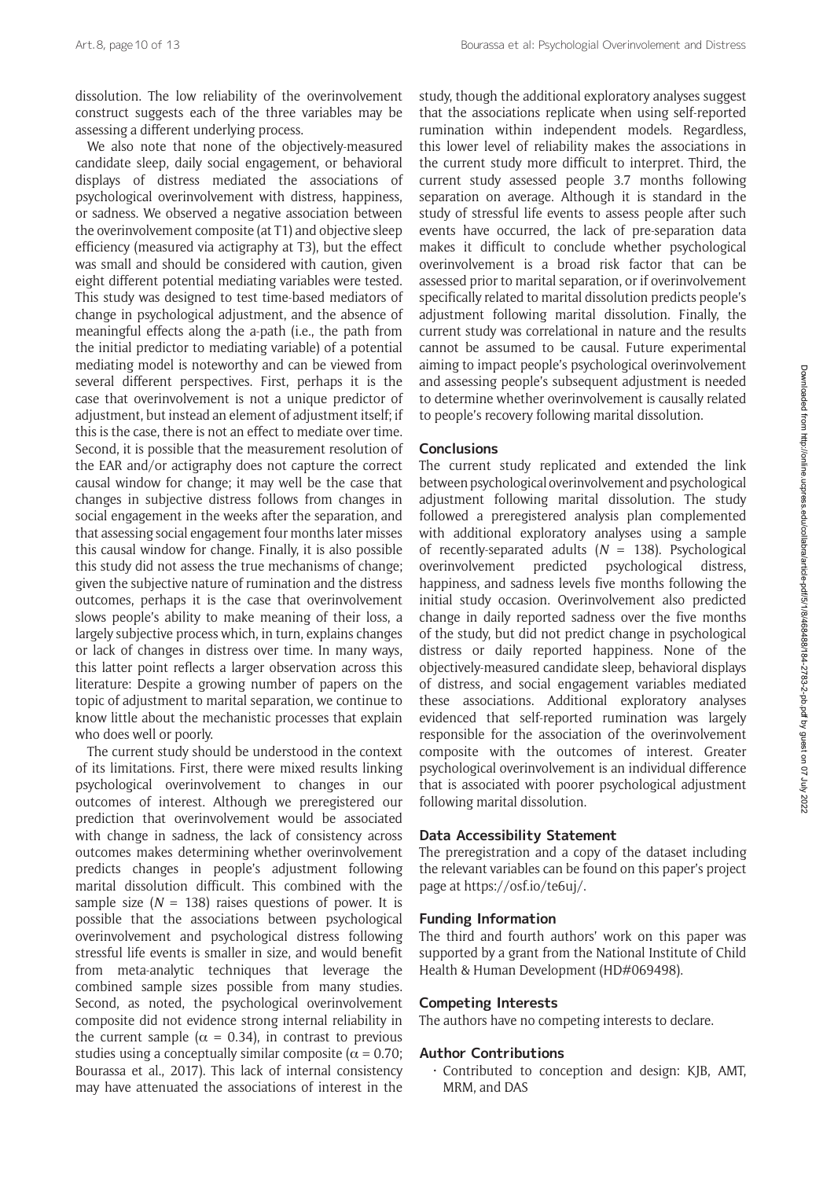dissolution. The low reliability of the overinvolvement construct suggests each of the three variables may be assessing a different underlying process.

We also note that none of the objectively-measured candidate sleep, daily social engagement, or behavioral displays of distress mediated the associations of psychological overinvolvement with distress, happiness, or sadness. We observed a negative association between the overinvolvement composite (at T1) and objective sleep efficiency (measured via actigraphy at T3), but the effect was small and should be considered with caution, given eight different potential mediating variables were tested. This study was designed to test time-based mediators of change in psychological adjustment, and the absence of meaningful effects along the a-path (i.e., the path from the initial predictor to mediating variable) of a potential mediating model is noteworthy and can be viewed from several different perspectives. First, perhaps it is the case that overinvolvement is not a unique predictor of adjustment, but instead an element of adjustment itself; if this is the case, there is not an effect to mediate over time. Second, it is possible that the measurement resolution of the EAR and/or actigraphy does not capture the correct causal window for change; it may well be the case that changes in subjective distress follows from changes in social engagement in the weeks after the separation, and that assessing social engagement four months later misses this causal window for change. Finally, it is also possible this study did not assess the true mechanisms of change; given the subjective nature of rumination and the distress outcomes, perhaps it is the case that overinvolvement slows people's ability to make meaning of their loss, a largely subjective process which, in turn, explains changes or lack of changes in distress over time. In many ways, this latter point reflects a larger observation across this literature: Despite a growing number of papers on the topic of adjustment to marital separation, we continue to know little about the mechanistic processes that explain who does well or poorly.

The current study should be understood in the context of its limitations. First, there were mixed results linking psychological overinvolvement to changes in our outcomes of interest. Although we preregistered our prediction that overinvolvement would be associated with change in sadness, the lack of consistency across outcomes makes determining whether overinvolvement predicts changes in people's adjustment following marital dissolution difficult. This combined with the sample size ($N$ = 138) raises questions of power. It is possible that the associations between psychological overinvolvement and psychological distress following stressful life events is smaller in size, and would benefit from meta-analytic techniques that leverage the combined sample sizes possible from many studies. Second, as noted, the psychological overinvolvement composite did not evidence strong internal reliability in the current sample ($\alpha$ = 0.34), in contrast to previous studies using a conceptually similar composite ($\alpha$ = 0.70; Bourassa et al., 2017). This lack of internal consistency may have attenuated the associations of interest in the study, though the additional exploratory analyses suggest that the associations replicate when using self-reported rumination within independent models. Regardless, this lower level of reliability makes the associations in the current study more difficult to interpret. Third, the current study assessed people 3.7 months following separation on average. Although it is standard in the study of stressful life events to assess people after such events have occurred, the lack of pre-separation data makes it difficult to conclude whether psychological overinvolvement is a broad risk factor that can be assessed prior to marital separation, or if overinvolvement specifically related to marital dissolution predicts people's adjustment following marital dissolution. Finally, the current study was correlational in nature and the results cannot be assumed to be causal. Future experimental aiming to impact people's psychological overinvolvement and assessing people's subsequent adjustment is needed to determine whether overinvolvement is causally related to people's recovery following marital dissolution.

## Conclusions

The current study replicated and extended the link between psychological overinvolvement and psychological adjustment following marital dissolution. The study followed a preregistered analysis plan complemented with additional exploratory analyses using a sample of recently-separated adults ($N$ = 138). Psychological overinvolvement predicted psychological distress, happiness, and sadness levels five months following the initial study occasion. Overinvolvement also predicted change in daily reported sadness over the five months of the study, but did not predict change in psychological distress or daily reported happiness. None of the objectively-measured candidate sleep, behavioral displays of distress, and social engagement variables mediated these associations. Additional exploratory analyses evidenced that self-reported rumination was largely responsible for the association of the overinvolvement composite with the outcomes of interest. Greater psychological overinvolvement is an individual difference that is associated with poorer psychological adjustment following marital dissolution.

## Data Accessibility Statement

The preregistration and a copy of the dataset including the relevant variables can be found on this paper's project page at https://osf.io/te6uj/.

## Funding Information

The third and fourth authors' work on this paper was supported by a grant from the National Institute of Child Health & Human Development (HD#069498).

## Competing Interests

The authors have no competing interests to declare.

## Author Contributions

- Contributed to conception and design: KJB, AMT, MRM, and DAS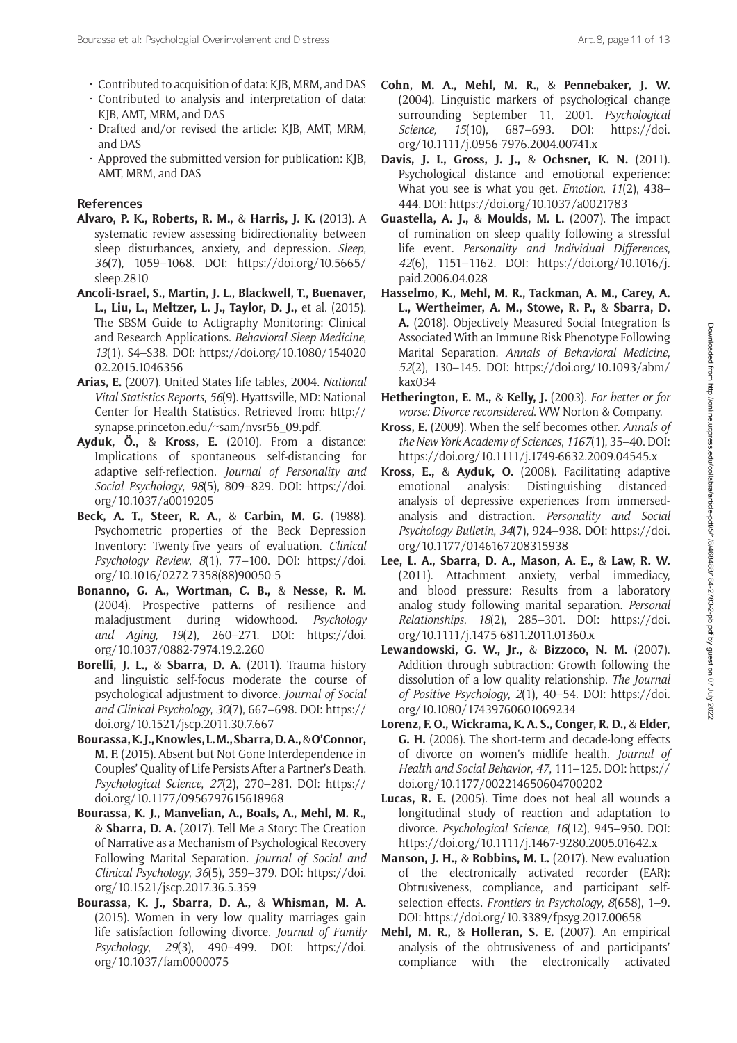- Contributed to acquisition of data: KJB, MRM, and DAS
- Contributed to analysis and interpretation of data: KJB, AMT, MRM, and DAS
- Drafted and/or revised the article: KJB, AMT, MRM, and DAS
- Approved the submitted version for publication: KJB, AMT, MRM, and DAS

## References

**Alvaro, P. K., Roberts, R. M.,** & **Harris, J. K.** (2013). A systematic review assessing bidirectionality between sleep disturbances, anxiety, and depression. *Sleep*, *36*(7), 1059–1068. DOI: https://doi.org/10.5665/sleep.2810

**Ancoli-Israel, S., Martin, J. L., Blackwell, T., Buenaver, L., Liu, L., Meltzer, L. J., Taylor, D. J.,** et al. (2015). The SBSM Guide to Actigraphy Monitoring: Clinical and Research Applications. *Behavioral Sleep Medicine*, *13*(1), S4–S38. DOI: https://doi.org/10.1080/15402002.2015.1046356

**Arias, E.** (2007). United States life tables, 2004. *National Vital Statistics Reports*, *56*(9). Hyattsville, MD: National Center for Health Statistics. Retrieved from: http://synapse.princeton.edu/~sam/nvsr56_09.pdf.

**Ayduk, Ö.,** & **Kross, E.** (2010). From a distance: Implications of spontaneous self-distancing for adaptive self-reflection. *Journal of Personality and Social Psychology*, *98*(5), 809–829. DOI: https://doi.org/10.1037/a0019205

**Beck, A. T., Steer, R. A.,** & **Carbin, M. G.** (1988). Psychometric properties of the Beck Depression Inventory: Twenty-five years of evaluation. *Clinical Psychology Review*, *8*(1), 77–100. DOI: https://doi.org/10.1016/0272-7358(88)90050-5

**Bonanno, G. A., Wortman, C. B.,** & **Nesse, R. M.** (2004). Prospective patterns of resilience and maladjustment during widowhood. *Psychology and Aging*, *19*(2), 260–271. DOI: https://doi.org/10.1037/0882-7974.19.2.260

**Borelli, J. L.,** & **Sbarra, D. A.** (2011). Trauma history and linguistic self-focus moderate the course of psychological adjustment to divorce. *Journal of Social and Clinical Psychology*, *30*(7), 667–698. DOI: https://doi.org/10.1521/jscp.2011.30.7.667

**Bourassa, K. J., Knowles, L. M., Sbarra, D. A.,** & **O'Connor, M. F.** (2015). Absent but Not Gone Interdependence in Couples' Quality of Life Persists After a Partner's Death. *Psychological Science*, *27*(2), 270–281. DOI: https://doi.org/10.1177/0956797615618968

**Bourassa, K. J., Manvelian, A., Boals, A., Mehl, M. R.,** & **Sbarra, D. A.** (2017). Tell Me a Story: The Creation of Narrative as a Mechanism of Psychological Recovery Following Marital Separation. *Journal of Social and Clinical Psychology*, *36*(5), 359–379. DOI: https://doi.org/10.1521/jscp.2017.36.5.359

**Bourassa, K. J., Sbarra, D. A.,** & **Whisman, M. A.** (2015). Women in very low quality marriages gain life satisfaction following divorce. *Journal of Family Psychology*, *29*(3), 490–499. DOI: https://doi.org/10.1037/fam0000075

**Cohn, M. A., Mehl, M. R.,** & **Pennebaker, J. W.** (2004). Linguistic markers of psychological change surrounding September 11, 2001. *Psychological Science*, *15*(10), 687–693. DOI: https://doi.org/10.1111/j.0956-7976.2004.00741.x

**Davis, J. I., Gross, J. J.,** & **Ochsner, K. N.** (2011). Psychological distance and emotional experience: What you see is what you get. *Emotion*, *11*(2), 438–444. DOI: https://doi.org/10.1037/a0021783

**Guastella, A. J.,** & **Moulds, M. L.** (2007). The impact of rumination on sleep quality following a stressful life event. *Personality and Individual Differences*, *42*(6), 1151–1162. DOI: https://doi.org/10.1016/j.paid.2006.04.028

**Hasselmo, K., Mehl, M. R., Tackman, A. M., Carey, A. L., Wertheimer, A. M., Stowe, R. P.,** & **Sbarra, D. A.** (2018). Objectively Measured Social Integration Is Associated With an Immune Risk Phenotype Following Marital Separation. *Annals of Behavioral Medicine*, *52*(2), 130–145. DOI: https://doi.org/10.1093/abm/kax034

**Hetherington, E. M.,** & **Kelly, J.** (2003). *For better or for worse: Divorce reconsidered*. WW Norton & Company.

**Kross, E.** (2009). When the self becomes other. *Annals of the New York Academy of Sciences*, *1167*(1), 35–40. DOI: https://doi.org/10.1111/j.1749-6632.2009.04545.x

**Kross, E.,** & **Ayduk, O.** (2008). Facilitating adaptive emotional analysis: Distinguishing distanced-analysis of depressive experiences from immersed-analysis and distraction. *Personality and Social Psychology Bulletin*, *34*(7), 924–938. DOI: https://doi.org/10.1177/0146167208315938

**Lee, L. A., Sbarra, D. A., Mason, A. E.,** & **Law, R. W.** (2011). Attachment anxiety, verbal immediacy, and blood pressure: Results from a laboratory analog study following marital separation. *Personal Relationships*, *18*(2), 285–301. DOI: https://doi.org/10.1111/j.1475-6811.2011.01360.x

**Lewandowski, G. W., Jr.,** & **Bizzoco, N. M.** (2007). Addition through subtraction: Growth following the dissolution of a low quality relationship. *The Journal of Positive Psychology*, *2*(1), 40–54. DOI: https://doi.org/10.1080/17439760601069234

**Lorenz, F. O., Wickrama, K. A. S., Conger, R. D.,** & **Elder, G. H.** (2006). The short-term and decade-long effects of divorce on women's midlife health. *Journal of Health and Social Behavior*, *47*, 111–125. DOI: https://doi.org/10.1177/002214650604700202

**Lucas, R. E.** (2005). Time does not heal all wounds a longitudinal study of reaction and adaptation to divorce. *Psychological Science*, *16*(12), 945–950. DOI: https://doi.org/10.1111/j.1467-9280.2005.01642.x

**Manson, J. H.,** & **Robbins, M. L.** (2017). New evaluation of the electronically activated recorder (EAR): Obtrusiveness, compliance, and participant self-selection effects. *Frontiers in Psychology*, *8*(658), 1–9. DOI: https://doi.org/10.3389/fpsyg.2017.00658

**Mehl, M. R.,** & **Holleran, S. E.** (2007). An empirical analysis of the obtrusiveness of and participants' compliance with the electronically activated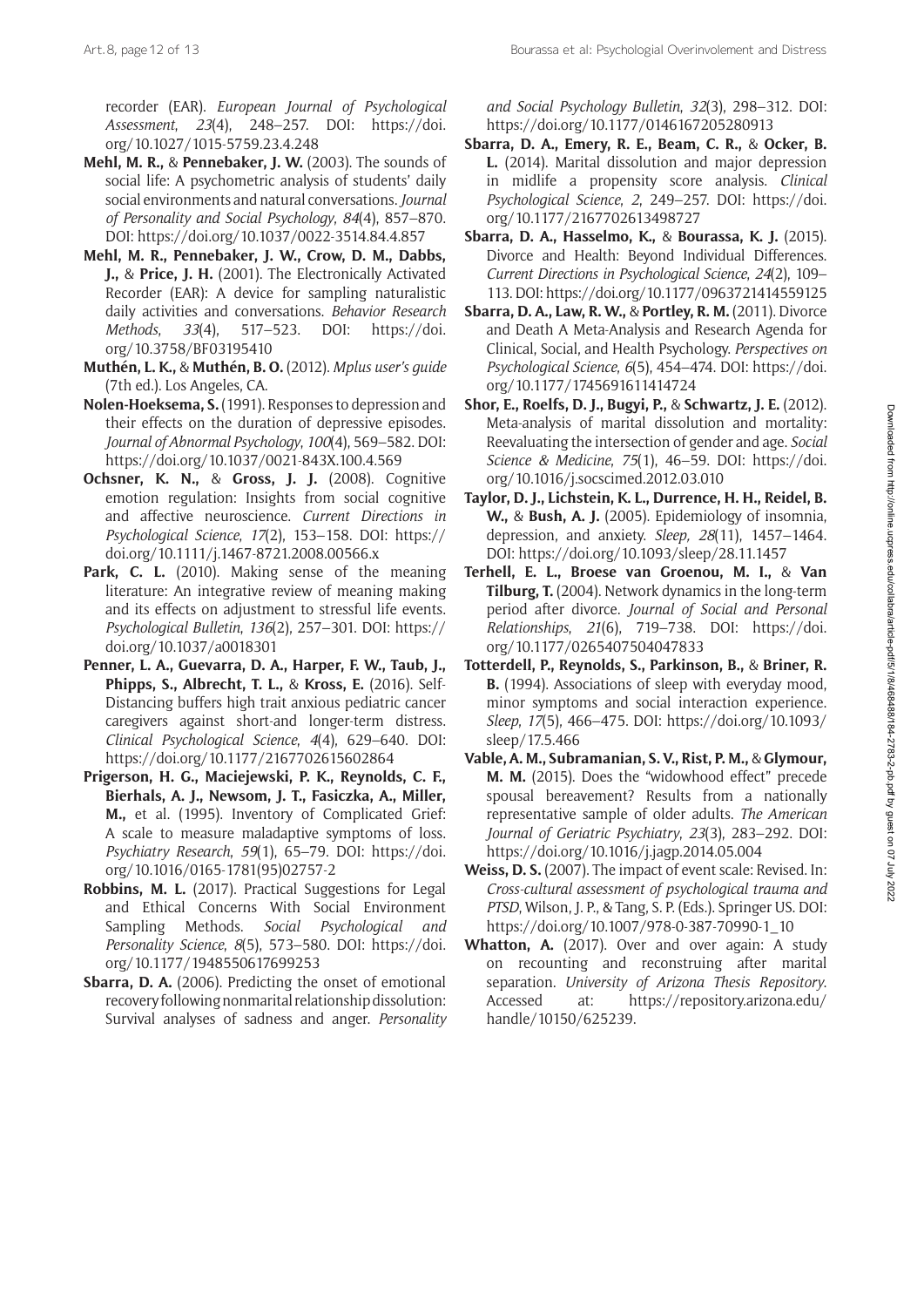recorder (EAR). *European Journal of Psychological Assessment*, *23*(4), 248–257. DOI: https://doi.org/10.1027/1015-5759.23.4.248

**Mehl, M. R.,** & **Pennebaker, J. W.** (2003). The sounds of social life: A psychometric analysis of students' daily social environments and natural conversations. *Journal of Personality and Social Psychology*, *84*(4), 857–870. DOI: https://doi.org/10.1037/0022-3514.84.4.857

**Mehl, M. R., Pennebaker, J. W., Crow, D. M., Dabbs, J.,** & **Price, J. H.** (2001). The Electronically Activated Recorder (EAR): A device for sampling naturalistic daily activities and conversations. *Behavior Research Methods*, *33*(4), 517–523. DOI: https://doi.org/10.3758/BF03195410

**Muthén, L. K.,** & **Muthén, B. O.** (2012). *Mplus user's guide* (7th ed.). Los Angeles, CA.

**Nolen-Hoeksema, S.** (1991). Responses to depression and their effects on the duration of depressive episodes. *Journal of Abnormal Psychology*, *100*(4), 569–582. DOI: https://doi.org/10.1037/0021-843X.100.4.569

**Ochsner, K. N.,** & **Gross, J. J.** (2008). Cognitive emotion regulation: Insights from social cognitive and affective neuroscience. *Current Directions in Psychological Science*, *17*(2), 153–158. DOI: https://doi.org/10.1111/j.1467-8721.2008.00566.x

**Park, C. L.** (2010). Making sense of the meaning literature: An integrative review of meaning making and its effects on adjustment to stressful life events. *Psychological Bulletin*, *136*(2), 257–301. DOI: https://doi.org/10.1037/a0018301

**Penner, L. A., Guevarra, D. A., Harper, F. W., Taub, J., Phipps, S., Albrecht, T. L.,** & **Kross, E.** (2016). Self-Distancing buffers high trait anxious pediatric cancer caregivers against short-and longer-term distress. *Clinical Psychological Science*, *4*(4), 629–640. DOI: https://doi.org/10.1177/2167702615602864

**Prigerson, H. G., Maciejewski, P. K., Reynolds, C. F., Bierhals, A. J., Newsom, J. T., Fasiczka, A., Miller, M.,** et al. (1995). Inventory of Complicated Grief: A scale to measure maladaptive symptoms of loss. *Psychiatry Research*, *59*(1), 65–79. DOI: https://doi.org/10.1016/0165-1781(95)02757-2

**Robbins, M. L.** (2017). Practical Suggestions for Legal and Ethical Concerns With Social Environment Sampling Methods. *Social Psychological and Personality Science*, *8*(5), 573–580. DOI: https://doi.org/10.1177/1948550617699253

**Sbarra, D. A.** (2006). Predicting the onset of emotional recovery following nonmarital relationship dissolution: Survival analyses of sadness and anger. *Personality and Social Psychology Bulletin*, *32*(3), 298–312. DOI: https://doi.org/10.1177/0146167205280913

**Sbarra, D. A., Emery, R. E., Beam, C. R.,** & **Ocker, B. L.** (2014). Marital dissolution and major depression in midlife a propensity score analysis. *Clinical Psychological Science*, *2*, 249–257. DOI: https://doi.org/10.1177/2167702613498727

**Sbarra, D. A., Hasselmo, K.,** & **Bourassa, K. J.** (2015). Divorce and Health: Beyond Individual Differences. *Current Directions in Psychological Science*, *24*(2), 109–113. DOI: https://doi.org/10.1177/0963721414559125

**Sbarra, D. A., Law, R. W.,** & **Portley, R. M.** (2011). Divorce and Death A Meta-Analysis and Research Agenda for Clinical, Social, and Health Psychology. *Perspectives on Psychological Science*, *6*(5), 454–474. DOI: https://doi.org/10.1177/1745691611414724

**Shor, E., Roelfs, D. J., Bugyi, P.,** & **Schwartz, J. E.** (2012). Meta-analysis of marital dissolution and mortality: Reevaluating the intersection of gender and age. *Social Science & Medicine*, *75*(1), 46–59. DOI: https://doi.org/10.1016/j.socscimed.2012.03.010

**Taylor, D. J., Lichstein, K. L., Durrence, H. H., Reidel, B. W.,** & **Bush, A. J.** (2005). Epidemiology of insomnia, depression, and anxiety. *Sleep, 28*(11), 1457–1464. DOI: https://doi.org/10.1093/sleep/28.11.1457

**Terhell, E. L., Broese van Groenou, M. I.,** & **Van Tilburg, T.** (2004). Network dynamics in the long-term period after divorce. *Journal of Social and Personal Relationships*, *21*(6), 719–738. DOI: https://doi.org/10.1177/0265407504047833

**Totterdell, P., Reynolds, S., Parkinson, B.,** & **Briner, R. B.** (1994). Associations of sleep with everyday mood, minor symptoms and social interaction experience. *Sleep*, *17*(5), 466–475. DOI: https://doi.org/10.1093/sleep/17.5.466

**Vable, A. M., Subramanian, S. V., Rist, P. M.,** & **Glymour, M. M.** (2015). Does the "widowhood effect" precede spousal bereavement? Results from a nationally representative sample of older adults. *The American Journal of Geriatric Psychiatry*, *23*(3), 283–292. DOI: https://doi.org/10.1016/j.jagp.2014.05.004

**Weiss, D. S.** (2007). The impact of event scale: Revised. In: *Cross-cultural assessment of psychological trauma and PTSD*, Wilson, J. P., & Tang, S. P. (Eds.). Springer US. DOI: https://doi.org/10.1007/978-0-387-70990-1_10

**Whatton, A.** (2017). Over and over again: A study on recounting and reconstruing after marital separation. *University of Arizona Thesis Repository*. Accessed at: https://repository.arizona.edu/handle/10150/625239.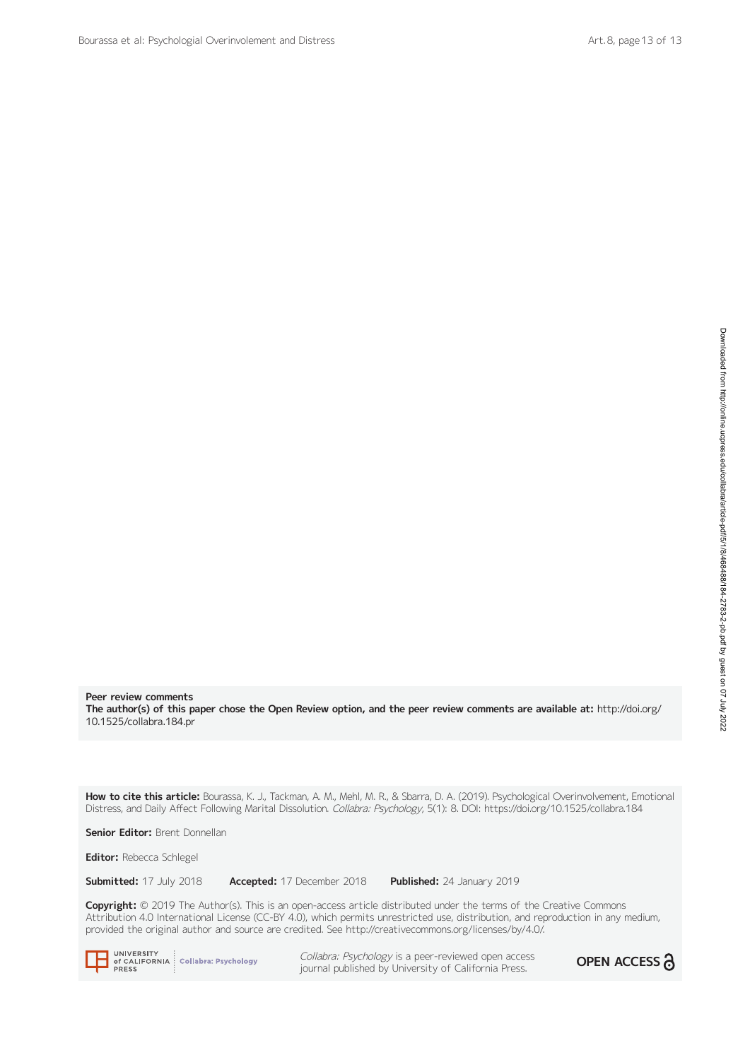**Peer review comments**
**The author(s) of this paper chose the Open Review option, and the peer review comments are available at:** http://doi.org/10.1525/collabra.184.pr

**How to cite this article:** Bourassa, K. J., Tackman, A. M., Mehl, M. R., & Sbarra, D. A. (2019). Psychological Overinvolvement, Emotional Distress, and Daily Affect Following Marital Dissolution. *Collabra: Psychology*, 5(1): 8. DOI: https://doi.org/10.1525/collabra.184

**Senior Editor:** Brent Donnellan

**Editor:** Rebecca Schlegel

**Submitted:** 17 July 2018 **Accepted:** 17 December 2018 **Published:** 24 January 2019

**Copyright:** © 2019 The Author(s). This is an open-access article distributed under the terms of the Creative Commons Attribution 4.0 International License (CC-BY 4.0), which permits unrestricted use, distribution, and reproduction in any medium, provided the original author and source are credited. See http://creativecommons.org/licenses/by/4.0/.

*Collabra: Psychology* is a peer-reviewed open access journal published by University of California Press.

OPEN ACCESS